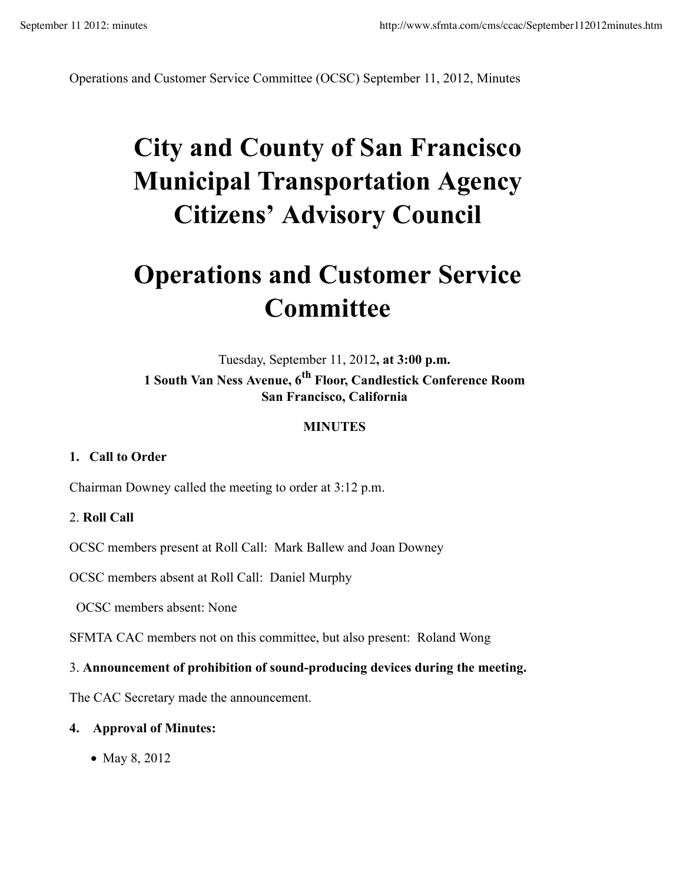Operations and Customer Service Committee (OCSC) September 11, 2012, Minutes

# City and County of San Francisco Municipal Transportation Agency Citizens' Advisory Council

# Operations and Customer Service Committee

Tuesday, September 11, 2012**, at 3:00 p.m.**
**1 South Van Ness Avenue, 6th Floor, Candlestick Conference Room**
**San Francisco, California**

**MINUTES**

**1. Call to Order**

Chairman Downey called the meeting to order at 3:12 p.m.

2. **Roll Call**

OCSC members present at Roll Call: Mark Ballew and Joan Downey

OCSC members absent at Roll Call: Daniel Murphy

OCSC members absent: None

SFMTA CAC members not on this committee, but also present: Roland Wong

3. **Announcement of prohibition of sound-producing devices during the meeting.**

The CAC Secretary made the announcement.

**4. Approval of Minutes:**

- May 8, 2012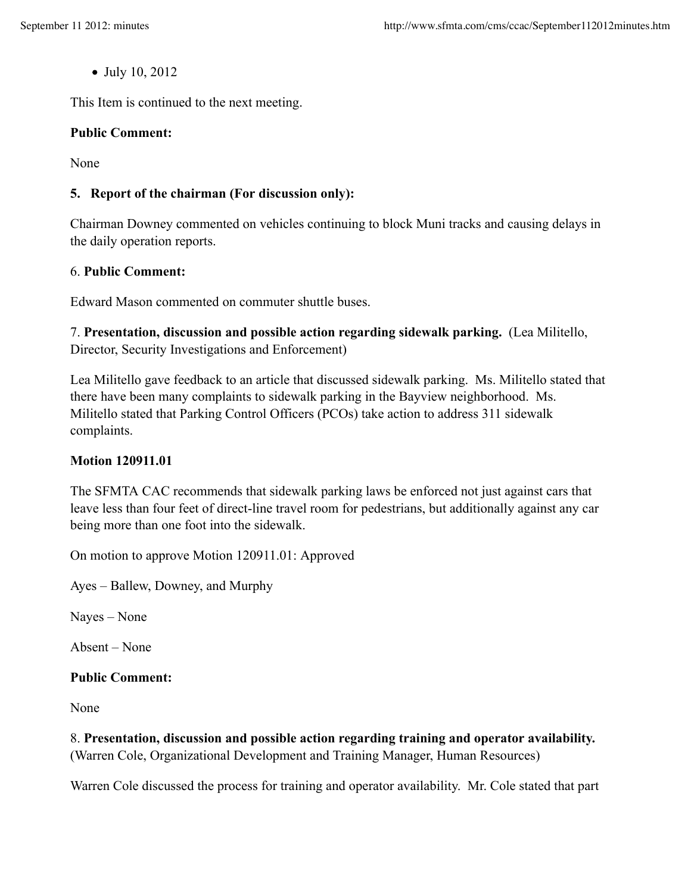- July 10, 2012

This Item is continued to the next meeting.

**Public Comment:**

None

**5. Report of the chairman (For discussion only):**

Chairman Downey commented on vehicles continuing to block Muni tracks and causing delays in the daily operation reports.

6. **Public Comment:**

Edward Mason commented on commuter shuttle buses.

7. **Presentation, discussion and possible action regarding sidewalk parking.** (Lea Militello, Director, Security Investigations and Enforcement)

Lea Militello gave feedback to an article that discussed sidewalk parking. Ms. Militello stated that there have been many complaints to sidewalk parking in the Bayview neighborhood. Ms. Militello stated that Parking Control Officers (PCOs) take action to address 311 sidewalk complaints.

**Motion 120911.01**

The SFMTA CAC recommends that sidewalk parking laws be enforced not just against cars that leave less than four feet of direct-line travel room for pedestrians, but additionally against any car being more than one foot into the sidewalk.

On motion to approve Motion 120911.01: Approved

Ayes – Ballew, Downey, and Murphy

Nayes – None

Absent – None

**Public Comment:**

None

8. **Presentation, discussion and possible action regarding training and operator availability.** (Warren Cole, Organizational Development and Training Manager, Human Resources)

Warren Cole discussed the process for training and operator availability. Mr. Cole stated that part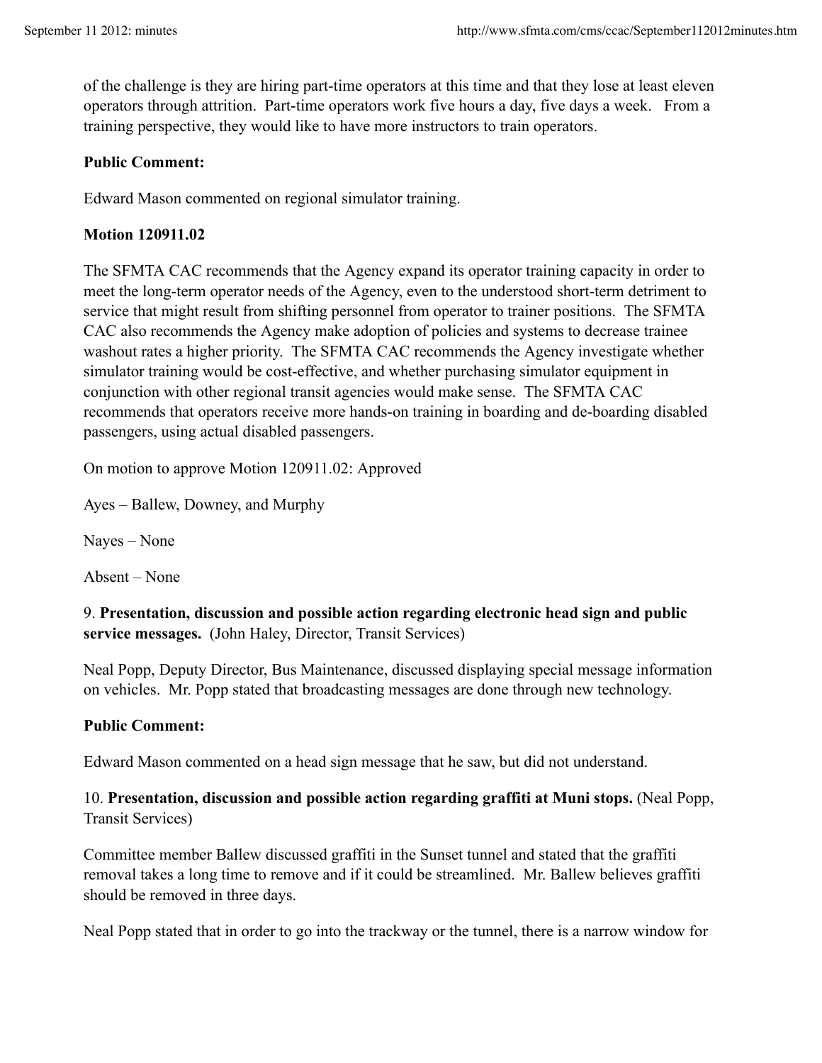of the challenge is they are hiring part-time operators at this time and that they lose at least eleven operators through attrition. Part-time operators work five hours a day, five days a week. From a training perspective, they would like to have more instructors to train operators.

**Public Comment:**

Edward Mason commented on regional simulator training.

**Motion 120911.02**

The SFMTA CAC recommends that the Agency expand its operator training capacity in order to meet the long-term operator needs of the Agency, even to the understood short-term detriment to service that might result from shifting personnel from operator to trainer positions. The SFMTA CAC also recommends the Agency make adoption of policies and systems to decrease trainee washout rates a higher priority. The SFMTA CAC recommends the Agency investigate whether simulator training would be cost-effective, and whether purchasing simulator equipment in conjunction with other regional transit agencies would make sense. The SFMTA CAC recommends that operators receive more hands-on training in boarding and de-boarding disabled passengers, using actual disabled passengers.

On motion to approve Motion 120911.02: Approved

Ayes – Ballew, Downey, and Murphy

Nayes – None

Absent – None

9. **Presentation, discussion and possible action regarding electronic head sign and public service messages.** (John Haley, Director, Transit Services)

Neal Popp, Deputy Director, Bus Maintenance, discussed displaying special message information on vehicles. Mr. Popp stated that broadcasting messages are done through new technology.

**Public Comment:**

Edward Mason commented on a head sign message that he saw, but did not understand.

10. **Presentation, discussion and possible action regarding graffiti at Muni stops.** (Neal Popp, Transit Services)

Committee member Ballew discussed graffiti in the Sunset tunnel and stated that the graffiti removal takes a long time to remove and if it could be streamlined. Mr. Ballew believes graffiti should be removed in three days.

Neal Popp stated that in order to go into the trackway or the tunnel, there is a narrow window for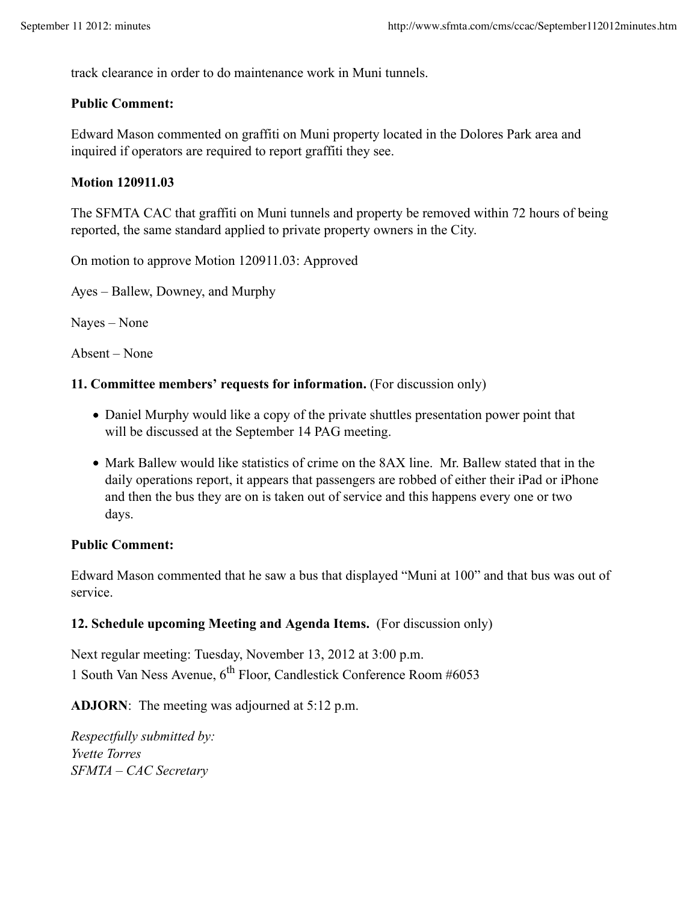track clearance in order to do maintenance work in Muni tunnels.

**Public Comment:**

Edward Mason commented on graffiti on Muni property located in the Dolores Park area and inquired if operators are required to report graffiti they see.

**Motion 120911.03**

The SFMTA CAC that graffiti on Muni tunnels and property be removed within 72 hours of being reported, the same standard applied to private property owners in the City.

On motion to approve Motion 120911.03: Approved

Ayes – Ballew, Downey, and Murphy

Nayes – None

Absent – None

**11. Committee members' requests for information.** (For discussion only)

- Daniel Murphy would like a copy of the private shuttles presentation power point that will be discussed at the September 14 PAG meeting.
- Mark Ballew would like statistics of crime on the 8AX line. Mr. Ballew stated that in the daily operations report, it appears that passengers are robbed of either their iPad or iPhone and then the bus they are on is taken out of service and this happens every one or two days.

**Public Comment:**

Edward Mason commented that he saw a bus that displayed "Muni at 100" and that bus was out of service.

**12. Schedule upcoming Meeting and Agenda Items.** (For discussion only)

Next regular meeting: Tuesday, November 13, 2012 at 3:00 p.m.
1 South Van Ness Avenue, 6th Floor, Candlestick Conference Room #6053

**ADJORN**: The meeting was adjourned at 5:12 p.m.

*Respectfully submitted by:*
*Yvette Torres*
*SFMTA – CAC Secretary*